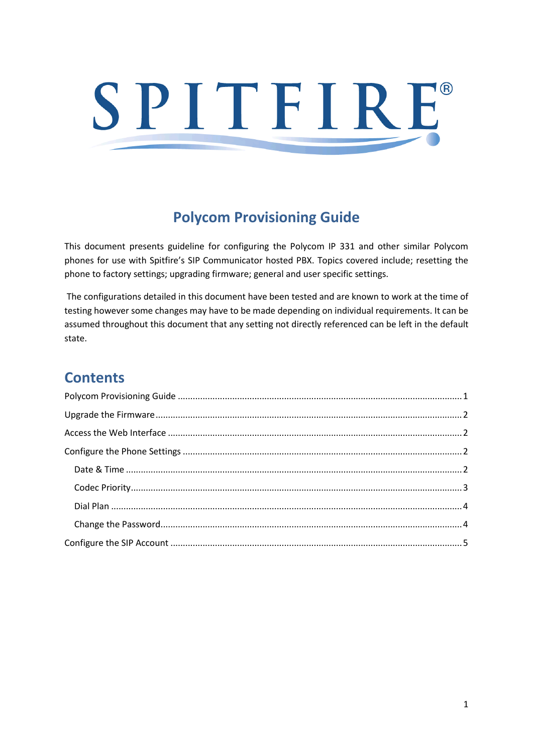SPITFIRE®

# Polycom Provisioning Guide

This document presents guideline for configuring the Polycom IP 331 and other similar Polycom phones for use with Spitfire's SIP Communicator hosted PBX. Topics covered include; resetting the phone to factory settings; upgrading firmware; general and user specific settings.

The configurations detailed in this document have been tested and are known to work at the time of testing however some changes may have to be made depending on individual requirements. It can be assumed throughout this document that any setting not directly referenced can be left in the default state.

## Contents

- Polycom Provisioning Guide ..... 1
- Upgrade the Firmware ..... 2
- Access the Web Interface ..... 2
- Configure the Phone Settings ..... 2
  - Date & Time ..... 2
  - Codec Priority ..... 3
  - Dial Plan ..... 4
  - Change the Password ..... 4
- Configure the SIP Account ..... 5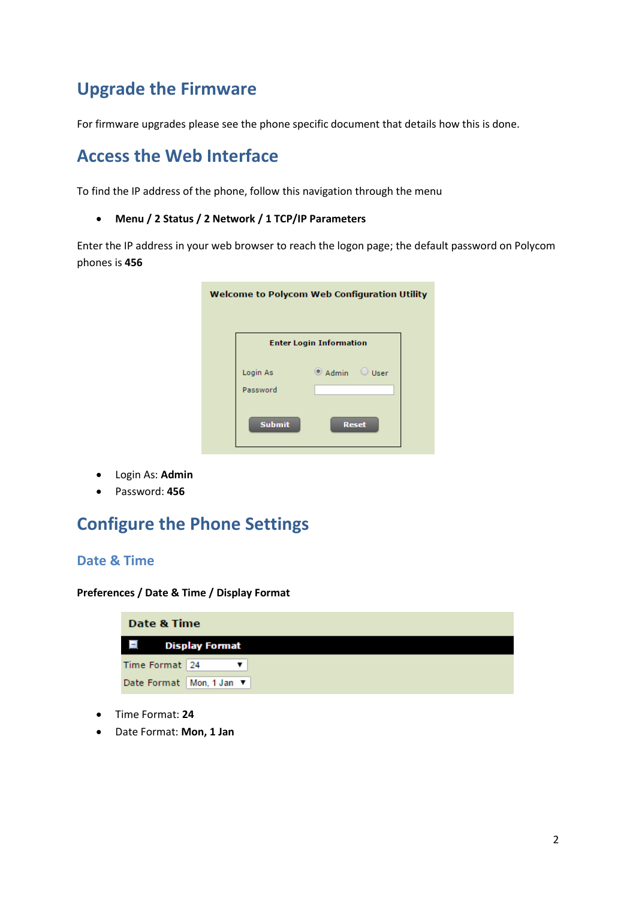# Upgrade the Firmware

For firmware upgrades please see the phone specific document that details how this is done.

# Access the Web Interface

To find the IP address of the phone, follow this navigation through the menu

- **Menu / 2 Status / 2 Network / 1 TCP/IP Parameters**

Enter the IP address in your web browser to reach the logon page; the default password on Polycom phones is **456**

- Login As: **Admin**
- Password: **456**

# Configure the Phone Settings

## Date & Time

**Preferences / Date & Time / Display Format**

- Time Format: **24**
- Date Format: **Mon, 1 Jan**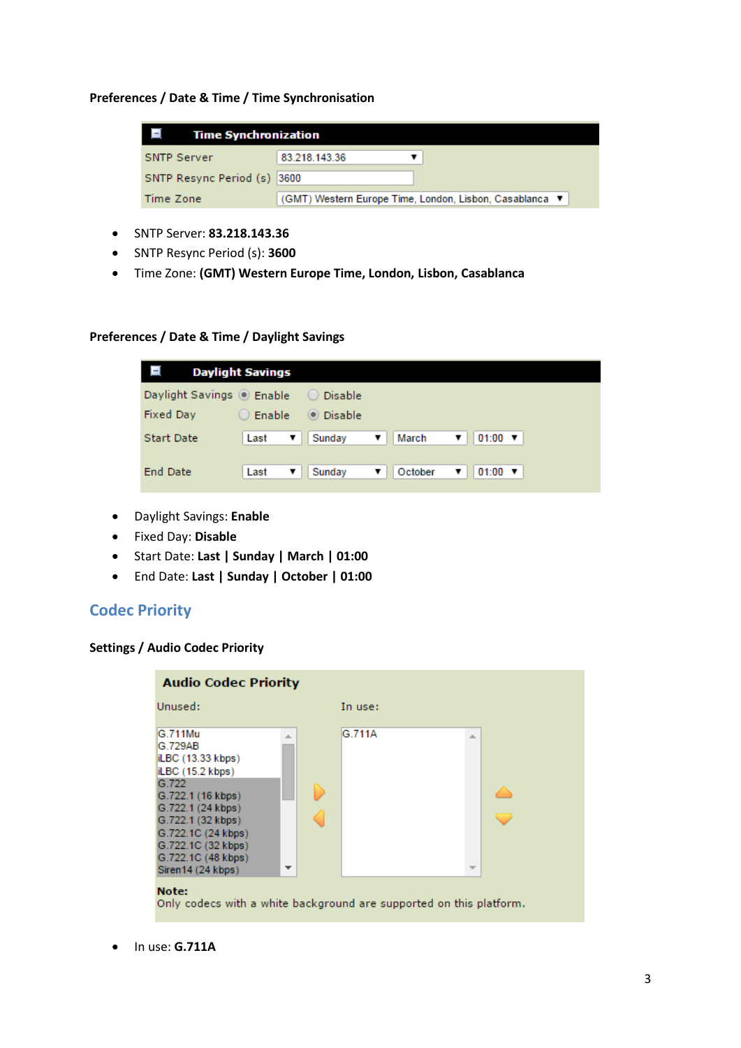**Preferences / Date & Time / Time Synchronisation**

- SNTP Server: **83.218.143.36**
- SNTP Resync Period (s): **3600**
- Time Zone: **(GMT) Western Europe Time, London, Lisbon, Casablanca**

**Preferences / Date & Time / Daylight Savings**

- Daylight Savings: **Enable**
- Fixed Day: **Disable**
- Start Date: **Last | Sunday | March | 01:00**
- End Date: **Last | Sunday | October | 01:00**

## Codec Priority

**Settings / Audio Codec Priority**

- In use: **G.711A**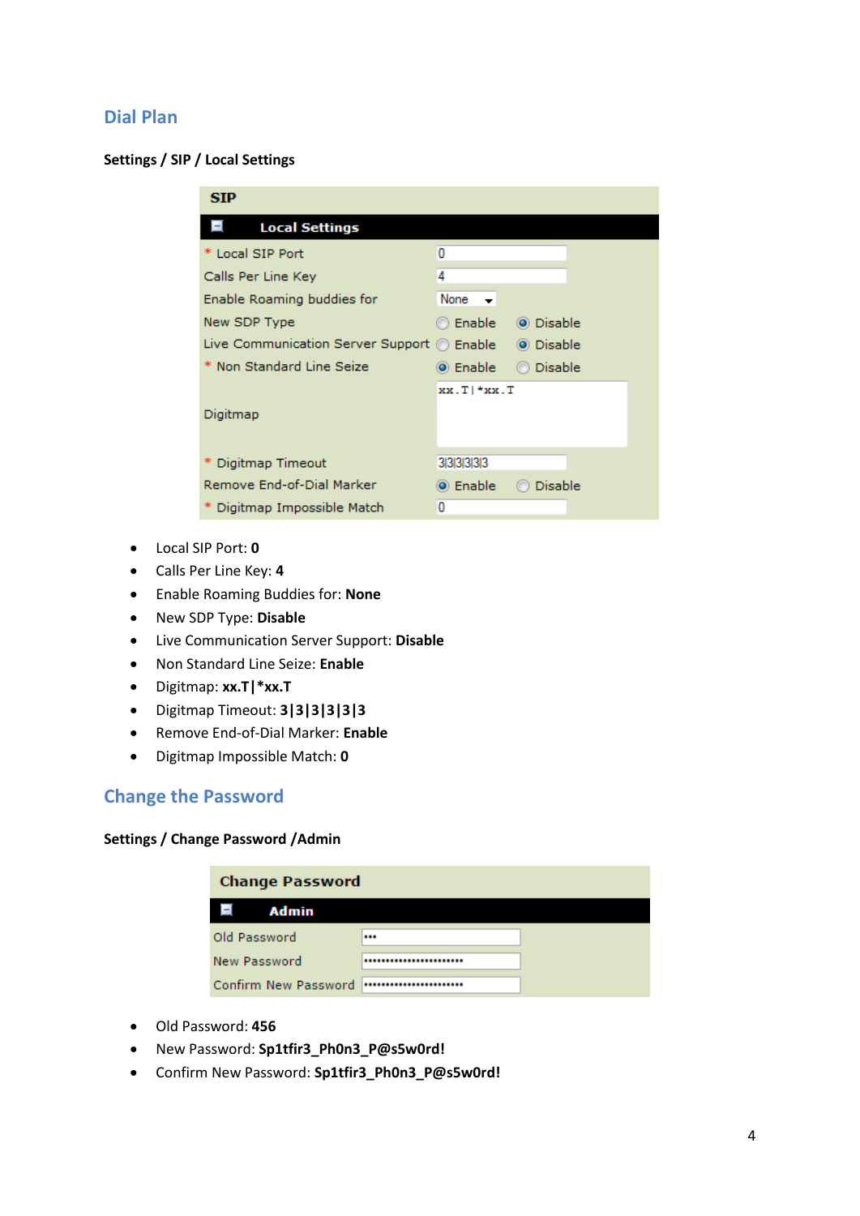## Dial Plan

**Settings / SIP / Local Settings**

| SIP | |
|---|---|
| **Local Settings** | |
| * Local SIP Port | 0 |
| Calls Per Line Key | 4 |
| Enable Roaming buddies for | None |
| New SDP Type | Enable / **Disable** |
| Live Communication Server Support | Enable / **Disable** |
| * Non Standard Line Seize | **Enable** / Disable |
| Digitmap | xx.T\|*xx.T |
| * Digitmap Timeout | 3\|3\|3\|3\|3\|3 |
| Remove End-of-Dial Marker | **Enable** / Disable |
| * Digitmap Impossible Match | 0 |

- Local SIP Port: **0**
- Calls Per Line Key: **4**
- Enable Roaming Buddies for: **None**
- New SDP Type: **Disable**
- Live Communication Server Support: **Disable**
- Non Standard Line Seize: **Enable**
- Digitmap: **xx.T|*xx.T**
- Digitmap Timeout: **3|3|3|3|3|3**
- Remove End-of-Dial Marker: **Enable**
- Digitmap Impossible Match: **0**

## Change the Password

**Settings / Change Password /Admin**

| Change Password | |
|---|---|
| **Admin** | |
| Old Password | ••• |
| New Password | •••••••••••••••••••••• |
| Confirm New Password | •••••••••••••••••••••• |

- Old Password: **456**
- New Password: **Sp1tfir3_Ph0n3_P@s5w0rd!**
- Confirm New Password: **Sp1tfir3_Ph0n3_P@s5w0rd!**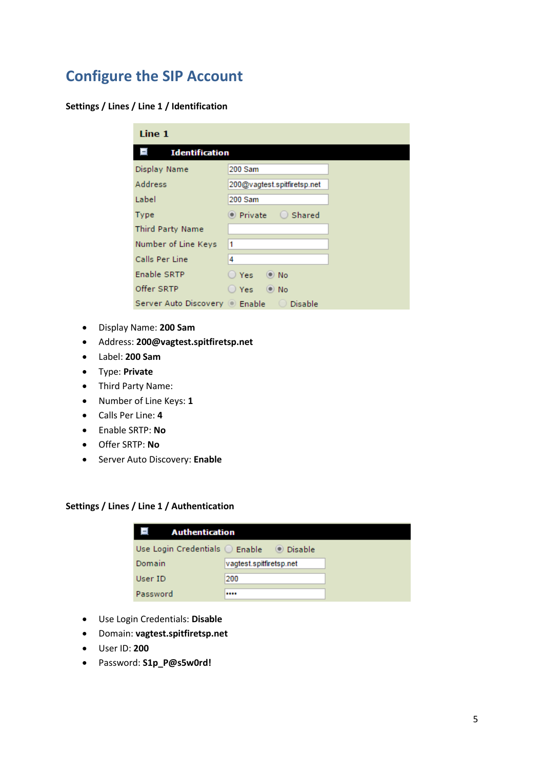# Configure the SIP Account

**Settings / Lines / Line 1 / Identification**

| Line 1 | |
|---|---|
| **Identification** | |
| Display Name | 200 Sam |
| Address | 200@vagtest.spitfiretsp.net |
| Label | 200 Sam |
| Type | (•) Private ( ) Shared |
| Third Party Name | |
| Number of Line Keys | 1 |
| Calls Per Line | 4 |
| Enable SRTP | ( ) Yes (•) No |
| Offer SRTP | ( ) Yes (•) No |
| Server Auto Discovery | (•) Enable ( ) Disable |

- Display Name: **200 Sam**
- Address: **200@vagtest.spitfiretsp.net**
- Label: **200 Sam**
- Type: **Private**
- Third Party Name:
- Number of Line Keys: **1**
- Calls Per Line: **4**
- Enable SRTP: **No**
- Offer SRTP: **No**
- Server Auto Discovery: **Enable**

**Settings / Lines / Line 1 / Authentication**

| Authentication | |
|---|---|
| Use Login Credentials | ( ) Enable (•) Disable |
| Domain | vagtest.spitfiretsp.net |
| User ID | 200 |
| Password | •••• |

- Use Login Credentials: **Disable**
- Domain: **vagtest.spitfiretsp.net**
- User ID: **200**
- Password: **S1p_P@s5w0rd!**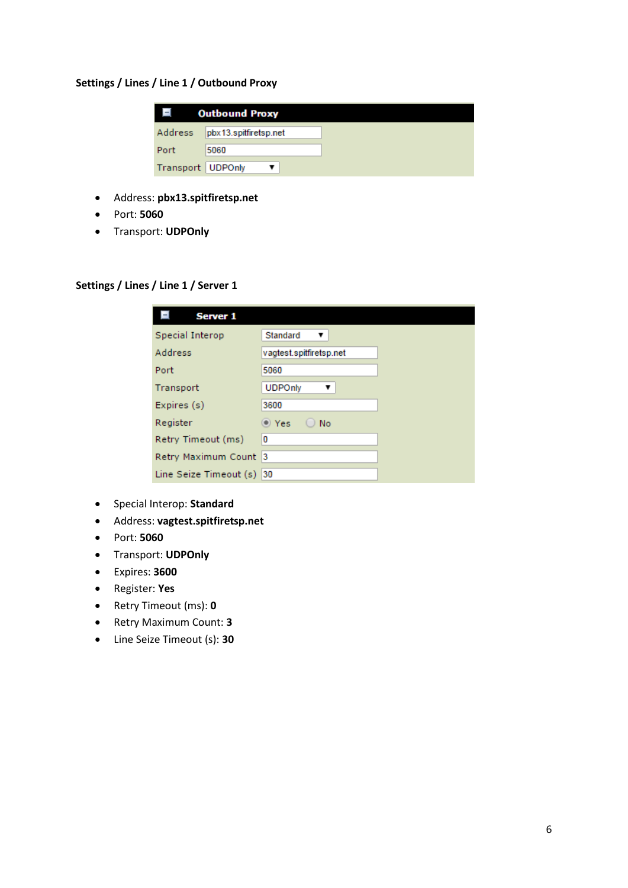**Settings / Lines / Line 1 / Outbound Proxy**

| Outbound Proxy | |
|---|---|
| Address | pbx13.spitfiretsp.net |
| Port | 5060 |
| Transport | UDPOnly |

- Address: **pbx13.spitfiretsp.net**
- Port: **5060**
- Transport: **UDPOnly**

**Settings / Lines / Line 1 / Server 1**

| Server 1 | |
|---|---|
| Special Interop | Standard |
| Address | vagtest.spitfiretsp.net |
| Port | 5060 |
| Transport | UDPOnly |
| Expires (s) | 3600 |
| Register | Yes |
| Retry Timeout (ms) | 0 |
| Retry Maximum Count | 3 |
| Line Seize Timeout (s) | 30 |

- Special Interop: **Standard**
- Address: **vagtest.spitfiretsp.net**
- Port: **5060**
- Transport: **UDPOnly**
- Expires: **3600**
- Register: **Yes**
- Retry Timeout (ms): **0**
- Retry Maximum Count: **3**
- Line Seize Timeout (s): **30**